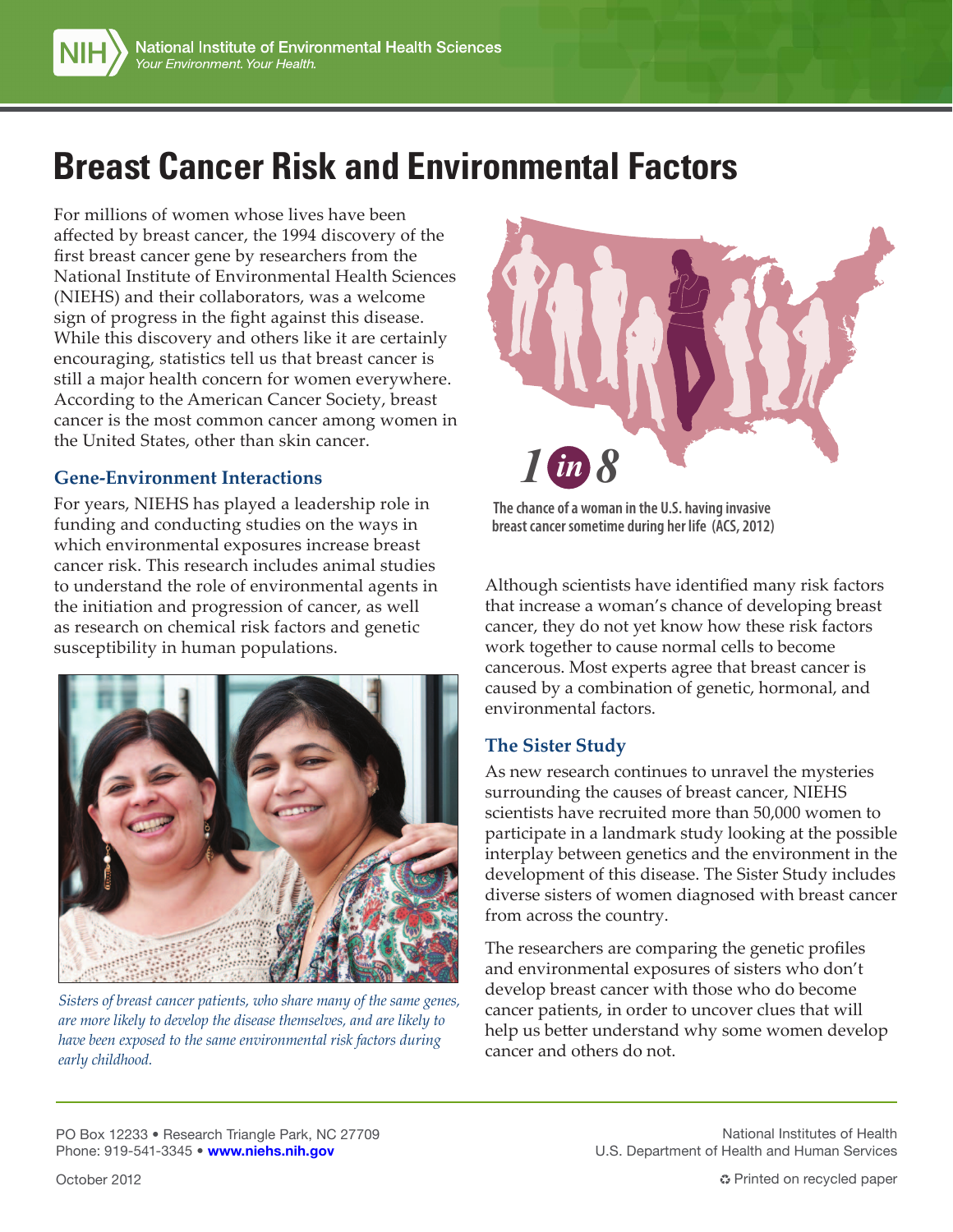# Breast Cancer Risk and Environmental Factors

For millions of women whose lives have been affected by breast cancer, the 1994 discovery of the first breast cancer gene by researchers from the National Institute of Environmental Health Sciences (NIEHS) and their collaborators, was a welcome sign of progress in the fight against this disease. While this discovery and others like it are certainly encouraging, statistics tell us that breast cancer is still a major health concern for women everywhere. According to the American Cancer Society, breast cancer is the most common cancer among women in the United States, other than skin cancer.

## Gene-Environment Interactions

For years, NIEHS has played a leadership role in funding and conducting studies on the ways in which environmental exposures increase breast cancer risk. This research includes animal studies to understand the role of environmental agents in the initiation and progression of cancer, as well as research on chemical risk factors and genetic susceptibility in human populations.

*Sisters of breast cancer patients, who share many of the same genes, are more likely to develop the disease themselves, and are likely to have been exposed to the same environmental risk factors during early childhood.*

**1 in 8**

**The chance of a woman in the U.S. having invasive breast cancer sometime during her life (ACS, 2012)**

Although scientists have identified many risk factors that increase a woman's chance of developing breast cancer, they do not yet know how these risk factors work together to cause normal cells to become cancerous. Most experts agree that breast cancer is caused by a combination of genetic, hormonal, and environmental factors.

## The Sister Study

As new research continues to unravel the mysteries surrounding the causes of breast cancer, NIEHS scientists have recruited more than 50,000 women to participate in a landmark study looking at the possible interplay between genetics and the environment in the development of this disease. The Sister Study includes diverse sisters of women diagnosed with breast cancer from across the country.

The researchers are comparing the genetic profiles and environmental exposures of sisters who don't develop breast cancer with those who do become cancer patients, in order to uncover clues that will help us better understand why some women develop cancer and others do not.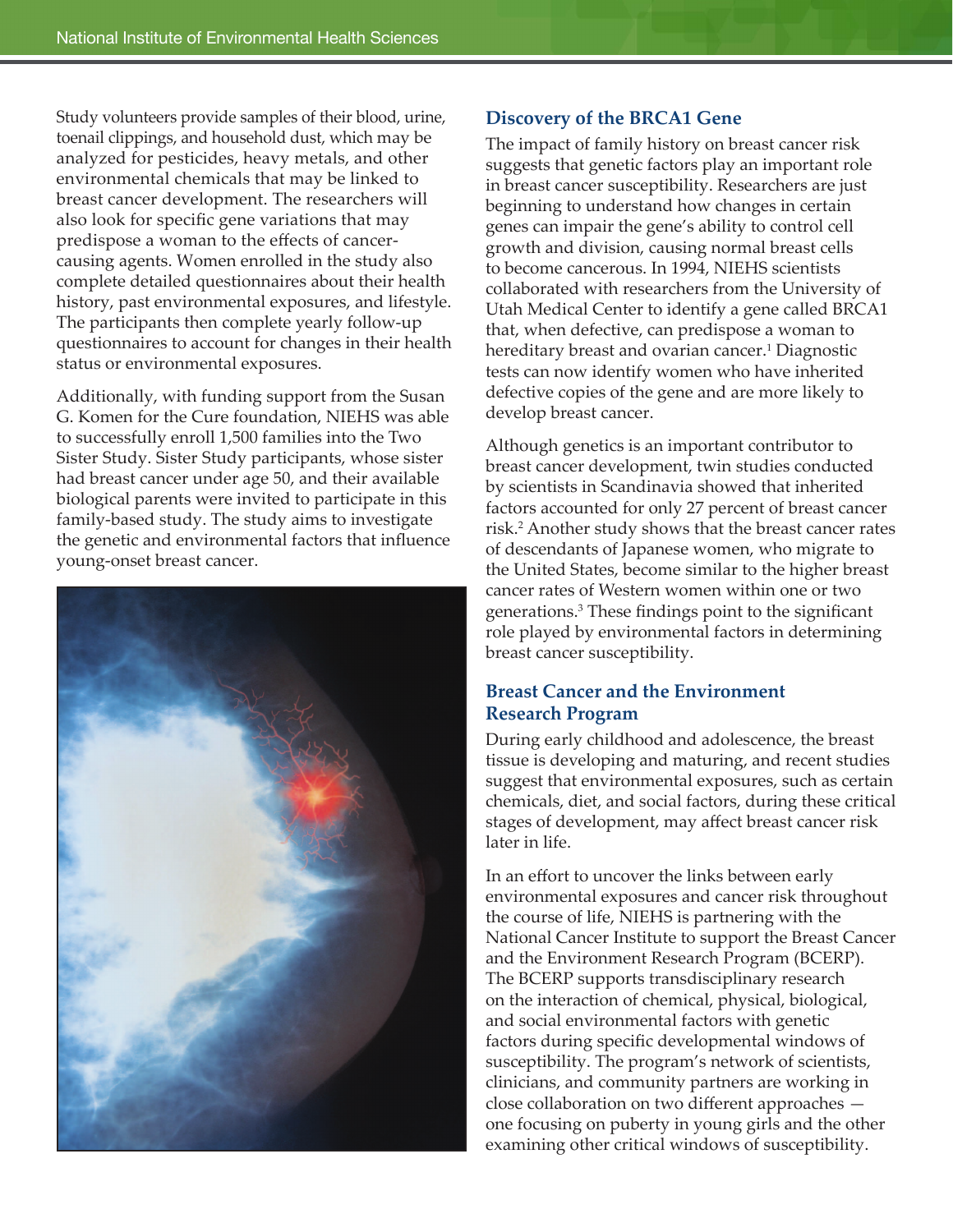Study volunteers provide samples of their blood, urine, toenail clippings, and household dust, which may be analyzed for pesticides, heavy metals, and other environmental chemicals that may be linked to breast cancer development. The researchers will also look for specific gene variations that may predispose a woman to the effects of cancer-causing agents. Women enrolled in the study also complete detailed questionnaires about their health history, past environmental exposures, and lifestyle. The participants then complete yearly follow-up questionnaires to account for changes in their health status or environmental exposures.

Additionally, with funding support from the Susan G. Komen for the Cure foundation, NIEHS was able to successfully enroll 1,500 families into the Two Sister Study. Sister Study participants, whose sister had breast cancer under age 50, and their available biological parents were invited to participate in this family-based study. The study aims to investigate the genetic and environmental factors that influence young-onset breast cancer.

## Discovery of the BRCA1 Gene

The impact of family history on breast cancer risk suggests that genetic factors play an important role in breast cancer susceptibility. Researchers are just beginning to understand how changes in certain genes can impair the gene's ability to control cell growth and division, causing normal breast cells to become cancerous. In 1994, NIEHS scientists collaborated with researchers from the University of Utah Medical Center to identify a gene called BRCA1 that, when defective, can predispose a woman to hereditary breast and ovarian cancer.[1] Diagnostic tests can now identify women who have inherited defective copies of the gene and are more likely to develop breast cancer.

Although genetics is an important contributor to breast cancer development, twin studies conducted by scientists in Scandinavia showed that inherited factors accounted for only 27 percent of breast cancer risk.[2] Another study shows that the breast cancer rates of descendants of Japanese women, who migrate to the United States, become similar to the higher breast cancer rates of Western women within one or two generations.[3] These findings point to the significant role played by environmental factors in determining breast cancer susceptibility.

## Breast Cancer and the Environment Research Program

During early childhood and adolescence, the breast tissue is developing and maturing, and recent studies suggest that environmental exposures, such as certain chemicals, diet, and social factors, during these critical stages of development, may affect breast cancer risk later in life.

In an effort to uncover the links between early environmental exposures and cancer risk throughout the course of life, NIEHS is partnering with the National Cancer Institute to support the Breast Cancer and the Environment Research Program (BCERP). The BCERP supports transdisciplinary research on the interaction of chemical, physical, biological, and social environmental factors with genetic factors during specific developmental windows of susceptibility. The program's network of scientists, clinicians, and community partners are working in close collaboration on two different approaches — one focusing on puberty in young girls and the other examining other critical windows of susceptibility.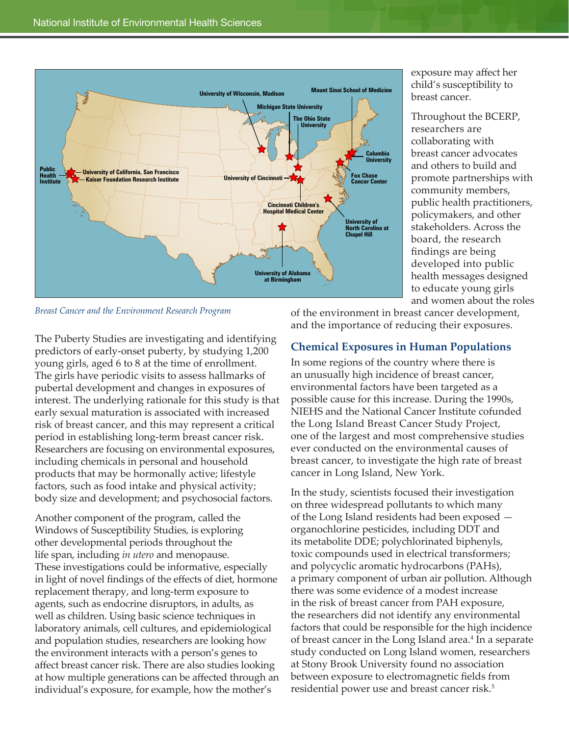*Breast Cancer and the Environment Research Program*

The Puberty Studies are investigating and identifying predictors of early-onset puberty, by studying 1,200 young girls, aged 6 to 8 at the time of enrollment. The girls have periodic visits to assess hallmarks of pubertal development and changes in exposures of interest. The underlying rationale for this study is that early sexual maturation is associated with increased risk of breast cancer, and this may represent a critical period in establishing long-term breast cancer risk. Researchers are focusing on environmental exposures, including chemicals in personal and household products that may be hormonally active; lifestyle factors, such as food intake and physical activity; body size and development; and psychosocial factors.

Another component of the program, called the Windows of Susceptibility Studies, is exploring other developmental periods throughout the life span, including *in utero* and menopause. These investigations could be informative, especially in light of novel findings of the effects of diet, hormone replacement therapy, and long-term exposure to agents, such as endocrine disruptors, in adults, as well as children. Using basic science techniques in laboratory animals, cell cultures, and epidemiological and population studies, researchers are looking how the environment interacts with a person's genes to affect breast cancer risk. There are also studies looking at how multiple generations can be affected through an individual's exposure, for example, how the mother's exposure may affect her child's susceptibility to breast cancer.

Throughout the BCERP, researchers are collaborating with breast cancer advocates and others to build and promote partnerships with community members, public health practitioners, policymakers, and other stakeholders. Across the board, the research findings are being developed into public health messages designed to educate young girls and women about the roles of the environment in breast cancer development, and the importance of reducing their exposures.

## Chemical Exposures in Human Populations

In some regions of the country where there is an unusually high incidence of breast cancer, environmental factors have been targeted as a possible cause for this increase. During the 1990s, NIEHS and the National Cancer Institute cofunded the Long Island Breast Cancer Study Project, one of the largest and most comprehensive studies ever conducted on the environmental causes of breast cancer, to investigate the high rate of breast cancer in Long Island, New York.

In the study, scientists focused their investigation on three widespread pollutants to which many of the Long Island residents had been exposed — organochlorine pesticides, including DDT and its metabolite DDE; polychlorinated biphenyls, toxic compounds used in electrical transformers; and polycyclic aromatic hydrocarbons (PAHs), a primary component of urban air pollution. Although there was some evidence of a modest increase in the risk of breast cancer from PAH exposure, the researchers did not identify any environmental factors that could be responsible for the high incidence of breast cancer in the Long Island area.[4] In a separate study conducted on Long Island women, researchers at Stony Brook University found no association between exposure to electromagnetic fields from residential power use and breast cancer risk.[5]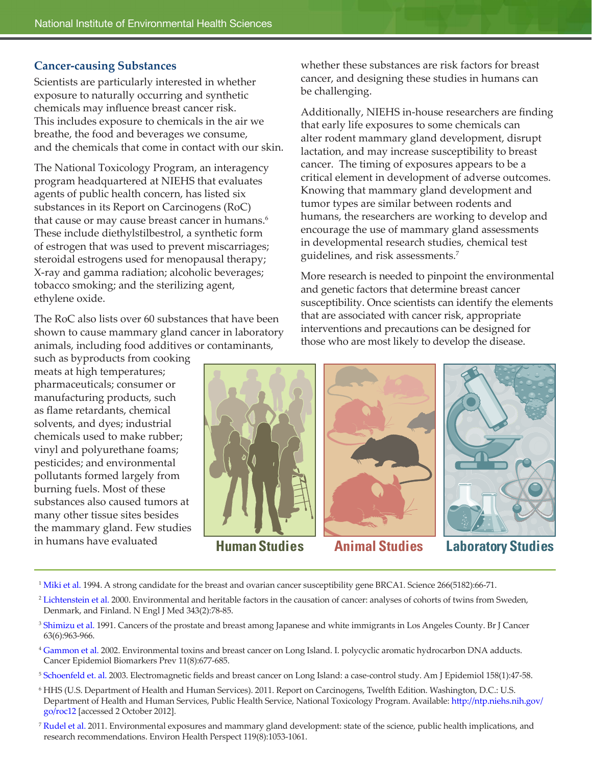### Cancer-causing Substances

Scientists are particularly interested in whether exposure to naturally occurring and synthetic chemicals may influence breast cancer risk. This includes exposure to chemicals in the air we breathe, the food and beverages we consume, and the chemicals that come in contact with our skin.

The National Toxicology Program, an interagency program headquartered at NIEHS that evaluates agents of public health concern, has listed six substances in its Report on Carcinogens (RoC) that cause or may cause breast cancer in humans.[6] These include diethylstilbestrol, a synthetic form of estrogen that was used to prevent miscarriages; steroidal estrogens used for menopausal therapy; X-ray and gamma radiation; alcoholic beverages; tobacco smoking; and the sterilizing agent, ethylene oxide.

The RoC also lists over 60 substances that have been shown to cause mammary gland cancer in laboratory animals, including food additives or contaminants, such as byproducts from cooking meats at high temperatures; pharmaceuticals; consumer or manufacturing products, such as flame retardants, chemical solvents, and dyes; industrial chemicals used to make rubber; vinyl and polyurethane foams; pesticides; and environmental pollutants formed largely from burning fuels. Most of these substances also caused tumors at many other tissue sites besides the mammary gland. Few studies in humans have evaluated whether these substances are risk factors for breast cancer, and designing these studies in humans can be challenging.

Additionally, NIEHS in-house researchers are finding that early life exposures to some chemicals can alter rodent mammary gland development, disrupt lactation, and may increase susceptibility to breast cancer. The timing of exposures appears to be a critical element in development of adverse outcomes. Knowing that mammary gland development and tumor types are similar between rodents and humans, the researchers are working to develop and encourage the use of mammary gland assessments in developmental research studies, chemical test guidelines, and risk assessments.[7]

More research is needed to pinpoint the environmental and genetic factors that determine breast cancer susceptibility. Once scientists can identify the elements that are associated with cancer risk, appropriate interventions and precautions can be designed for those who are most likely to develop the disease.

Human Studies

Animal Studies

Laboratory Studies

---

[1] Miki et al. 1994. A strong candidate for the breast and ovarian cancer susceptibility gene BRCA1. Science 266(5182):66-71.

[2] Lichtenstein et al. 2000. Environmental and heritable factors in the causation of cancer: analyses of cohorts of twins from Sweden, Denmark, and Finland. N Engl J Med 343(2):78-85.

[3] Shimizu et al. 1991. Cancers of the prostate and breast among Japanese and white immigrants in Los Angeles County. Br J Cancer 63(6):963-966.

[4] Gammon et al. 2002. Environmental toxins and breast cancer on Long Island. I. polycyclic aromatic hydrocarbon DNA adducts. Cancer Epidemiol Biomarkers Prev 11(8):677-685.

[5] Schoenfeld et. al. 2003. Electromagnetic fields and breast cancer on Long Island: a case-control study. Am J Epidemiol 158(1):47-58.

[6] HHS (U.S. Department of Health and Human Services). 2011. Report on Carcinogens, Twelfth Edition. Washington, D.C.: U.S. Department of Health and Human Services, Public Health Service, National Toxicology Program. Available: http://ntp.niehs.nih.gov/go/roc12 [accessed 2 October 2012].

[7] Rudel et al. 2011. Environmental exposures and mammary gland development: state of the science, public health implications, and research recommendations. Environ Health Perspect 119(8):1053-1061.